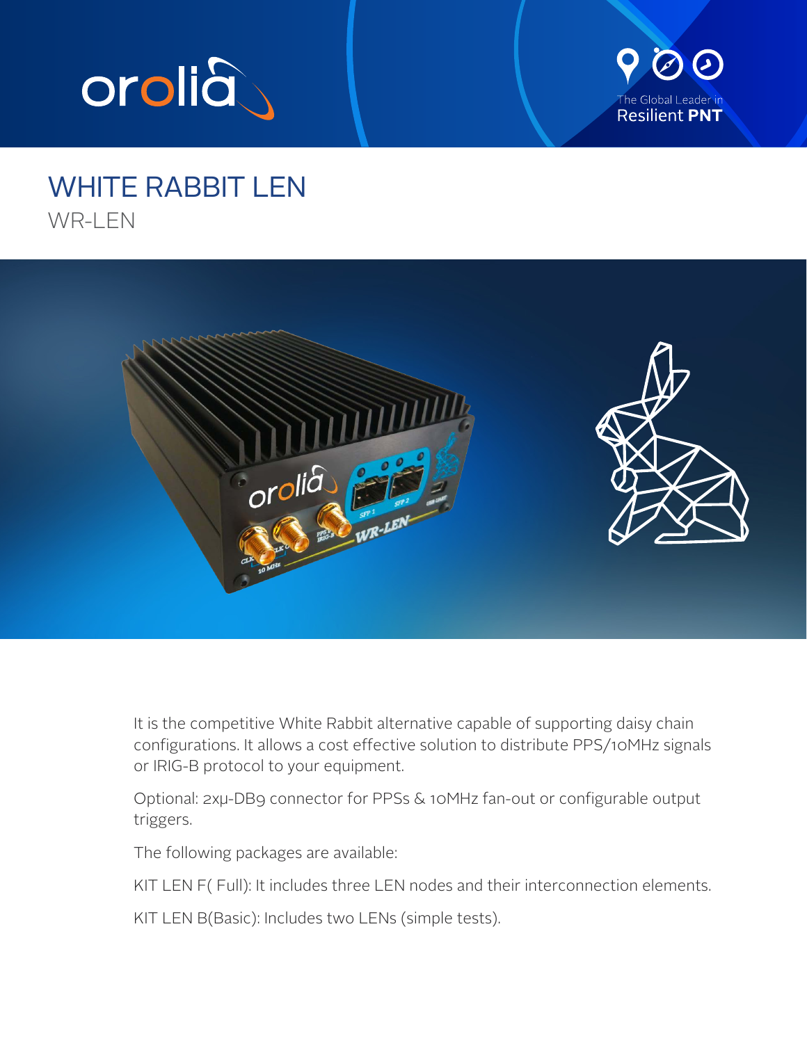# WHITE RABBIT LEN

WR-LEN

It is the competitive White Rabbit alternative capable of supporting daisy chain configurations. It allows a cost effective solution to distribute PPS/10MHz signals or IRIG-B protocol to your equipment.

Optional: 2xμ-DB9 connector for PPSs & 10MHz fan-out or configurable output triggers.

The following packages are available:

KIT LEN F( Full): It includes three LEN nodes and their interconnection elements.

KIT LEN B(Basic): Includes two LENs (simple tests).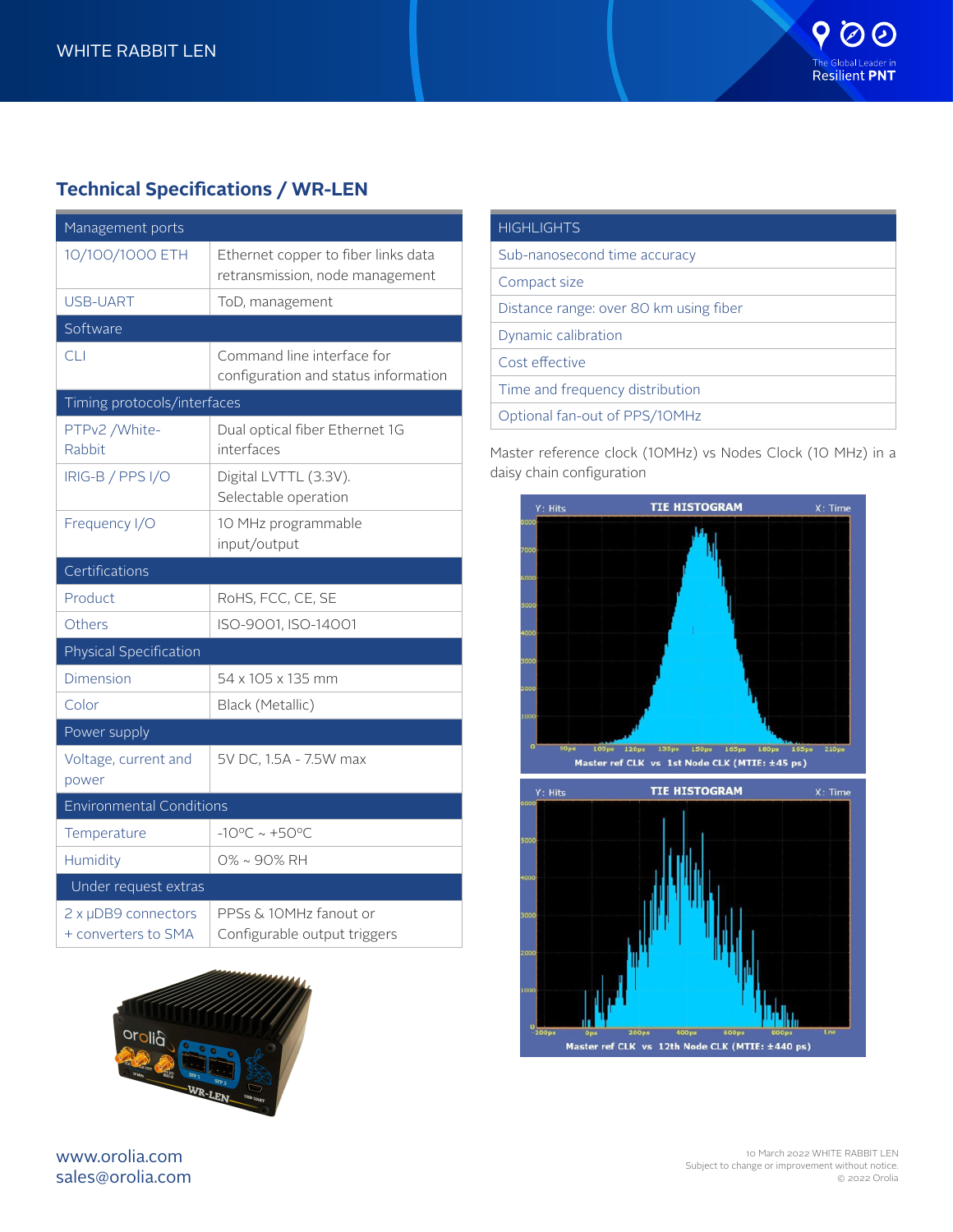## Technical Specifications / WR-LEN

| | |
|---|---|
| **Management ports** | |
| 10/100/1000 ETH | Ethernet copper to fiber links data retransmission, node management |
| USB-UART | ToD, management |
| **Software** | |
| CLI | Command line interface for configuration and status information |
| **Timing protocols/interfaces** | |
| PTPv2 /White-Rabbit | Dual optical fiber Ethernet 1G interfaces |
| IRIG-B / PPS I/O | Digital LVTTL (3.3V). Selectable operation |
| Frequency I/O | 10 MHz programmable input/output |
| **Certifications** | |
| Product | RoHS, FCC, CE, SE |
| Others | ISO-9001, ISO-14001 |
| **Physical Specification** | |
| Dimension | 54 x 105 x 135 mm |
| Color | Black (Metallic) |
| **Power supply** | |
| Voltage, current and power | 5V DC, 1.5A - 7.5W max |
| **Environmental Conditions** | |
| Temperature | -10°C ~ +50°C |
| Humidity | 0% ~ 90% RH |
| **Under request extras** | |
| 2 x µDB9 connectors + converters to SMA | PPSs & 10MHz fanout or Configurable output triggers |

| HIGHLIGHTS |
|---|
| Sub-nanosecond time accuracy |
| Compact size |
| Distance range: over 80 km using fiber |
| Dynamic calibration |
| Cost effective |
| Time and frequency distribution |
| Optional fan-out of PPS/10MHz |

Master reference clock (10MHz) vs Nodes Clock (10 MHz) in a daisy chain configuration

Y: Hits
TIE HISTOGRAM
X: Time
Master ref CLK vs 1st Node CLK (MTIE: ±45 ps)

Y: Hits
TIE HISTOGRAM
X: Time
Master ref CLK vs 12th Node CLK (MTIE: ±440 ps)

www.orolia.com
sales@orolia.com

10 March 2022 WHITE RABBIT LEN
Subject to change or improvement without notice.
© 2022 Orolia